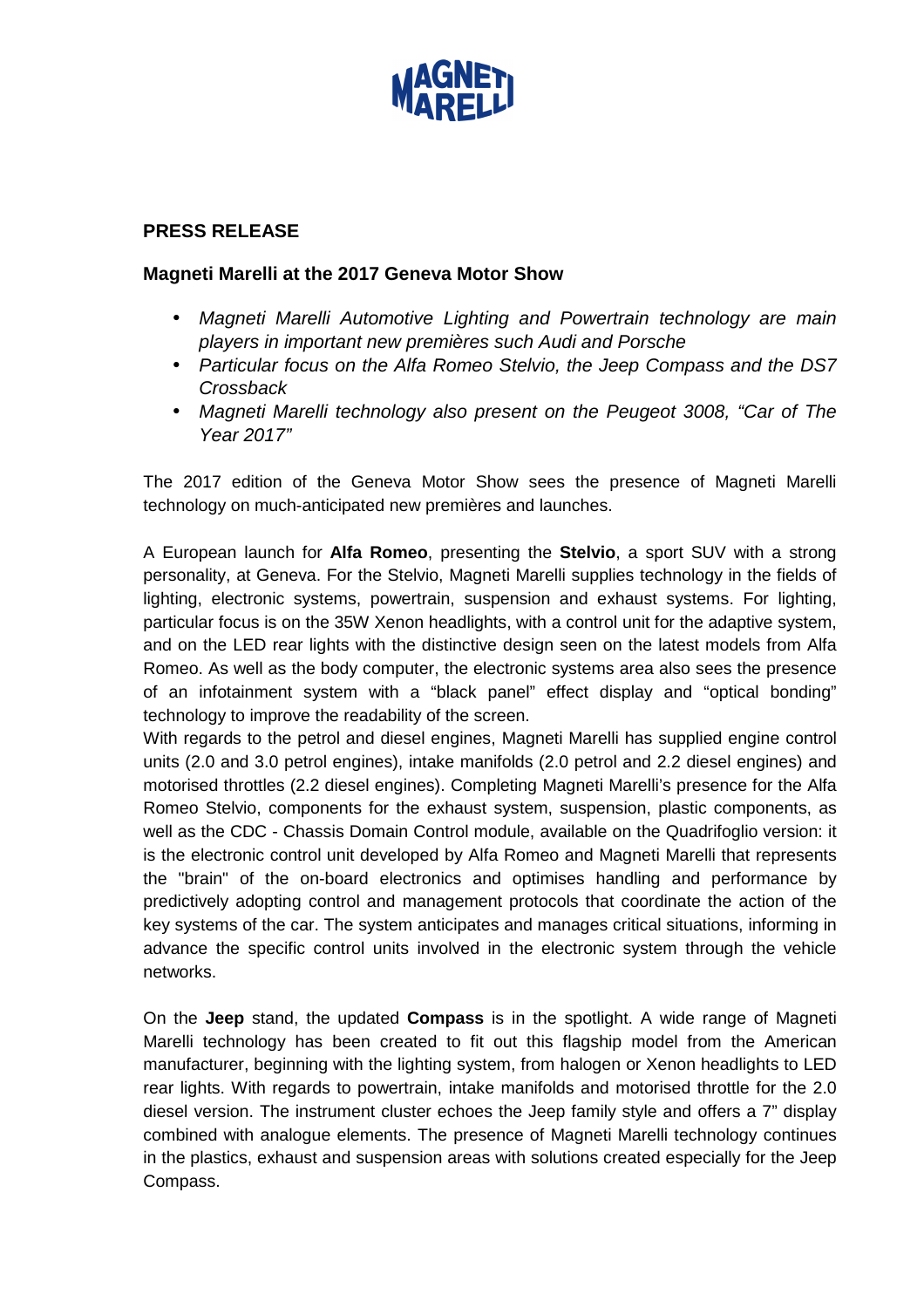**PRESS RELEASE**

**Magneti Marelli at the 2017 Geneva Motor Show**

- *Magneti Marelli Automotive Lighting and Powertrain technology are main players in important new premières such Audi and Porsche*
- *Particular focus on the Alfa Romeo Stelvio, the Jeep Compass and the DS7 Crossback*
- *Magneti Marelli technology also present on the Peugeot 3008, "Car of The Year 2017"*

The 2017 edition of the Geneva Motor Show sees the presence of Magneti Marelli technology on much-anticipated new premières and launches.

A European launch for **Alfa Romeo**, presenting the **Stelvio**, a sport SUV with a strong personality, at Geneva. For the Stelvio, Magneti Marelli supplies technology in the fields of lighting, electronic systems, powertrain, suspension and exhaust systems. For lighting, particular focus is on the 35W Xenon headlights, with a control unit for the adaptive system, and on the LED rear lights with the distinctive design seen on the latest models from Alfa Romeo. As well as the body computer, the electronic systems area also sees the presence of an infotainment system with a "black panel" effect display and "optical bonding" technology to improve the readability of the screen.
With regards to the petrol and diesel engines, Magneti Marelli has supplied engine control units (2.0 and 3.0 petrol engines), intake manifolds (2.0 petrol and 2.2 diesel engines) and motorised throttles (2.2 diesel engines). Completing Magneti Marelli's presence for the Alfa Romeo Stelvio, components for the exhaust system, suspension, plastic components, as well as the CDC - Chassis Domain Control module, available on the Quadrifoglio version: it is the electronic control unit developed by Alfa Romeo and Magneti Marelli that represents the "brain" of the on-board electronics and optimises handling and performance by predictively adopting control and management protocols that coordinate the action of the key systems of the car. The system anticipates and manages critical situations, informing in advance the specific control units involved in the electronic system through the vehicle networks.

On the **Jeep** stand, the updated **Compass** is in the spotlight. A wide range of Magneti Marelli technology has been created to fit out this flagship model from the American manufacturer, beginning with the lighting system, from halogen or Xenon headlights to LED rear lights. With regards to powertrain, intake manifolds and motorised throttle for the 2.0 diesel version. The instrument cluster echoes the Jeep family style and offers a 7" display combined with analogue elements. The presence of Magneti Marelli technology continues in the plastics, exhaust and suspension areas with solutions created especially for the Jeep Compass.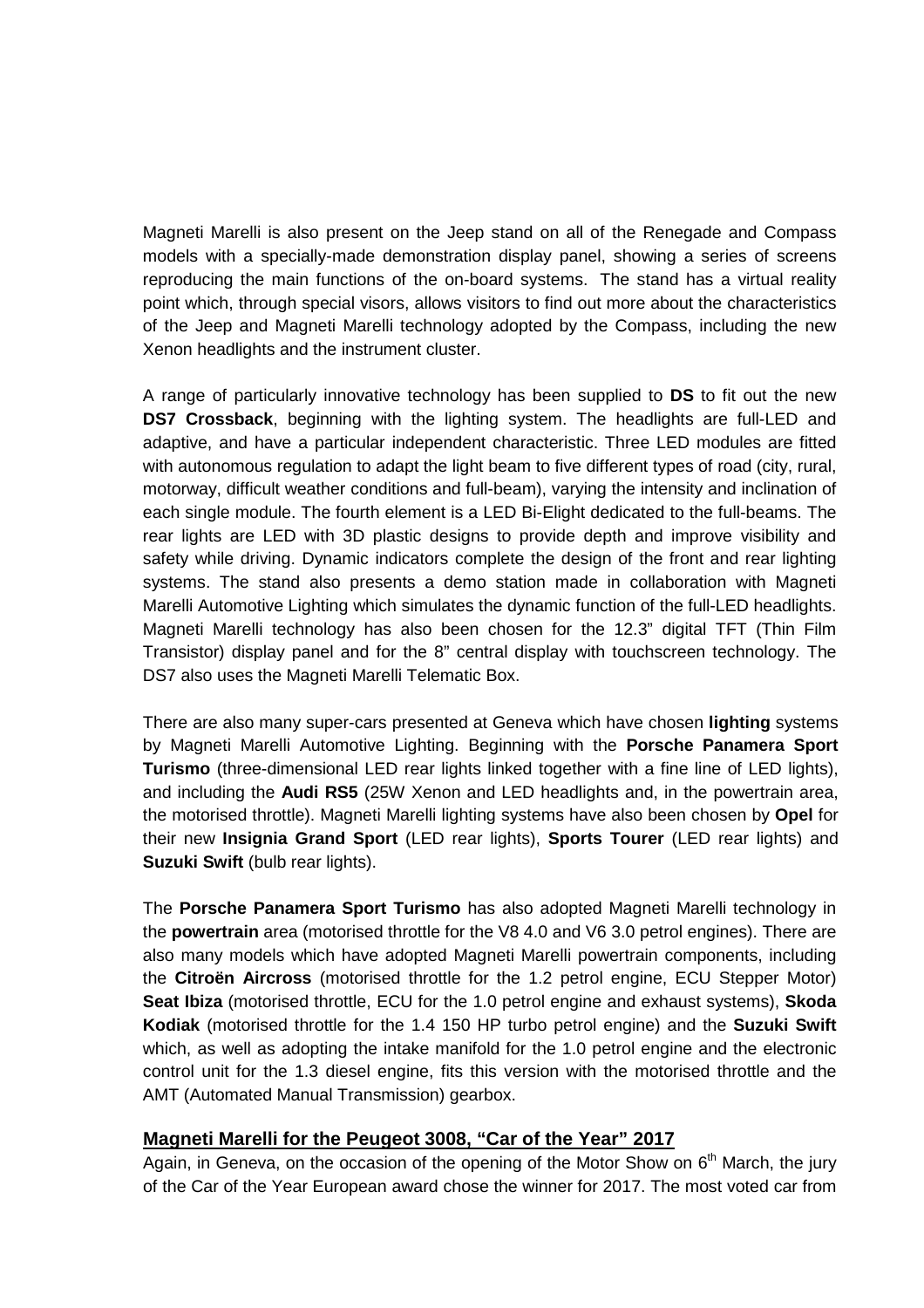Magneti Marelli is also present on the Jeep stand on all of the Renegade and Compass models with a specially-made demonstration display panel, showing a series of screens reproducing the main functions of the on-board systems. The stand has a virtual reality point which, through special visors, allows visitors to find out more about the characteristics of the Jeep and Magneti Marelli technology adopted by the Compass, including the new Xenon headlights and the instrument cluster.

A range of particularly innovative technology has been supplied to **DS** to fit out the new **DS7 Crossback**, beginning with the lighting system. The headlights are full-LED and adaptive, and have a particular independent characteristic. Three LED modules are fitted with autonomous regulation to adapt the light beam to five different types of road (city, rural, motorway, difficult weather conditions and full-beam), varying the intensity and inclination of each single module. The fourth element is a LED Bi-Elight dedicated to the full-beams. The rear lights are LED with 3D plastic designs to provide depth and improve visibility and safety while driving. Dynamic indicators complete the design of the front and rear lighting systems. The stand also presents a demo station made in collaboration with Magneti Marelli Automotive Lighting which simulates the dynamic function of the full-LED headlights. Magneti Marelli technology has also been chosen for the 12.3" digital TFT (Thin Film Transistor) display panel and for the 8" central display with touchscreen technology. The DS7 also uses the Magneti Marelli Telematic Box.

There are also many super-cars presented at Geneva which have chosen **lighting** systems by Magneti Marelli Automotive Lighting. Beginning with the **Porsche Panamera Sport Turismo** (three-dimensional LED rear lights linked together with a fine line of LED lights), and including the **Audi RS5** (25W Xenon and LED headlights and, in the powertrain area, the motorised throttle). Magneti Marelli lighting systems have also been chosen by **Opel** for their new **Insignia Grand Sport** (LED rear lights), **Sports Tourer** (LED rear lights) and **Suzuki Swift** (bulb rear lights).

The **Porsche Panamera Sport Turismo** has also adopted Magneti Marelli technology in the **powertrain** area (motorised throttle for the V8 4.0 and V6 3.0 petrol engines). There are also many models which have adopted Magneti Marelli powertrain components, including the **Citroën Aircross** (motorised throttle for the 1.2 petrol engine, ECU Stepper Motor) **Seat Ibiza** (motorised throttle, ECU for the 1.0 petrol engine and exhaust systems), **Skoda Kodiak** (motorised throttle for the 1.4 150 HP turbo petrol engine) and the **Suzuki Swift** which, as well as adopting the intake manifold for the 1.0 petrol engine and the electronic control unit for the 1.3 diesel engine, fits this version with the motorised throttle and the AMT (Automated Manual Transmission) gearbox.

## Magneti Marelli for the Peugeot 3008, "Car of the Year" 2017

Again, in Geneva, on the occasion of the opening of the Motor Show on 6th March, the jury of the Car of the Year European award chose the winner for 2017. The most voted car from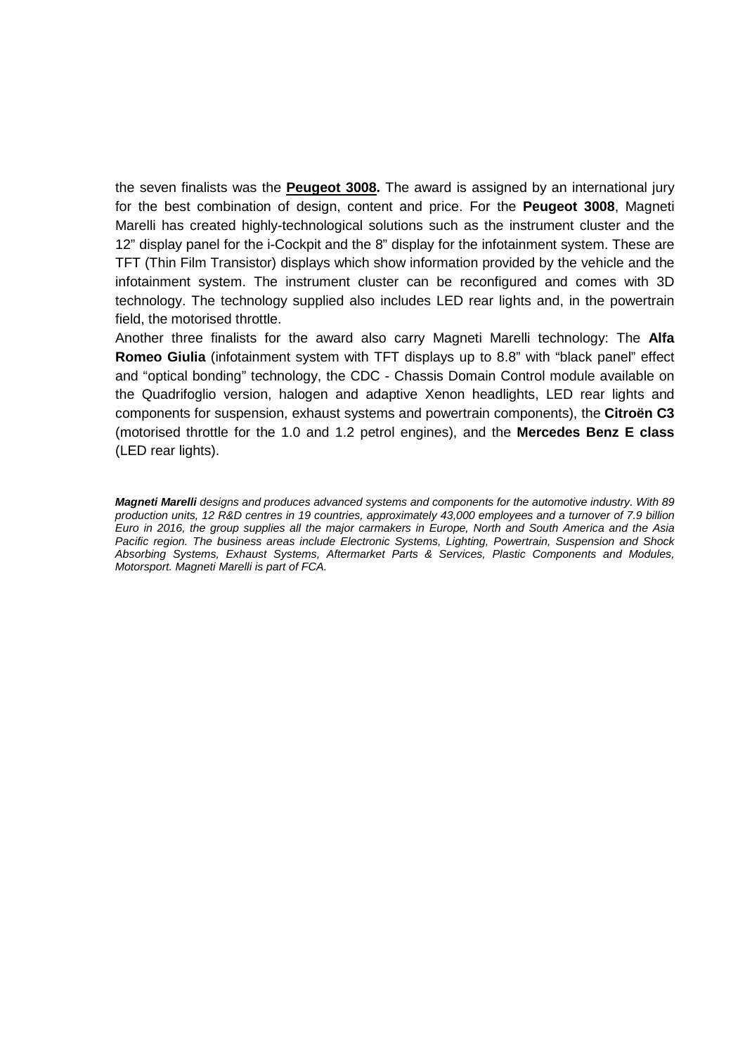the seven finalists was the **Peugeot 3008.** The award is assigned by an international jury for the best combination of design, content and price. For the **Peugeot 3008**, Magneti Marelli has created highly-technological solutions such as the instrument cluster and the 12" display panel for the i-Cockpit and the 8" display for the infotainment system. These are TFT (Thin Film Transistor) displays which show information provided by the vehicle and the infotainment system. The instrument cluster can be reconfigured and comes with 3D technology. The technology supplied also includes LED rear lights and, in the powertrain field, the motorised throttle.

Another three finalists for the award also carry Magneti Marelli technology: The **Alfa Romeo Giulia** (infotainment system with TFT displays up to 8.8" with "black panel" effect and "optical bonding" technology, the CDC - Chassis Domain Control module available on the Quadrifoglio version, halogen and adaptive Xenon headlights, LED rear lights and components for suspension, exhaust systems and powertrain components), the **Citroën C3** (motorised throttle for the 1.0 and 1.2 petrol engines), and the **Mercedes Benz E class** (LED rear lights).

***Magneti Marelli*** *designs and produces advanced systems and components for the automotive industry. With 89 production units, 12 R&D centres in 19 countries, approximately 43,000 employees and a turnover of 7.9 billion Euro in 2016, the group supplies all the major carmakers in Europe, North and South America and the Asia Pacific region. The business areas include Electronic Systems, Lighting, Powertrain, Suspension and Shock Absorbing Systems, Exhaust Systems, Aftermarket Parts & Services, Plastic Components and Modules, Motorsport. Magneti Marelli is part of FCA.*